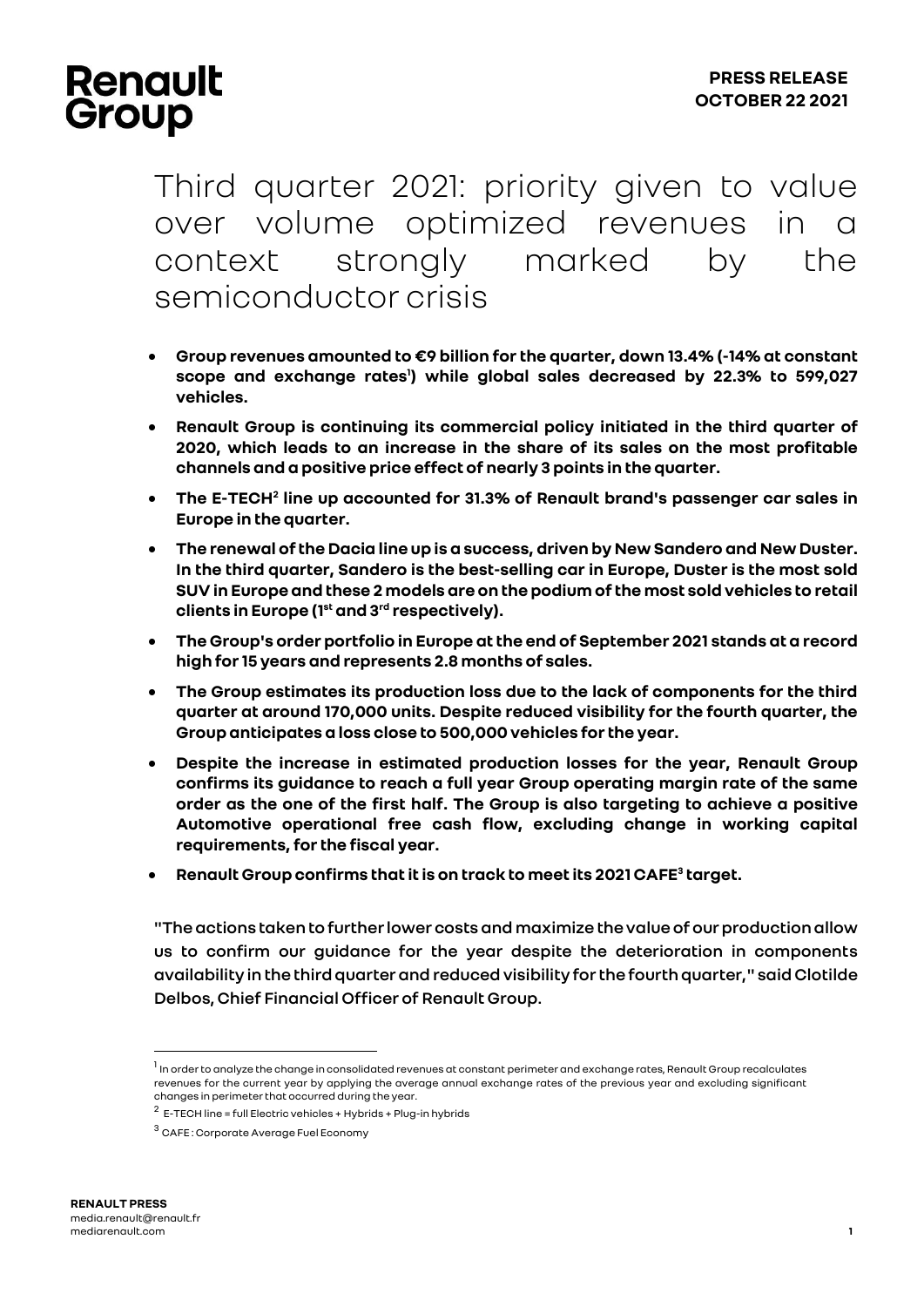# Renault Group

**PRESS RELEASE**
**OCTOBER 22 2021**

# Third quarter 2021: priority given to value over volume optimized revenues in a context strongly marked by the semiconductor crisis

- **Group revenues amounted to €9 billion for the quarter, down 13.4% (-14% at constant scope and exchange rates[1]) while global sales decreased by 22.3% to 599,027 vehicles.**
- **Renault Group is continuing its commercial policy initiated in the third quarter of 2020, which leads to an increase in the share of its sales on the most profitable channels and a positive price effect of nearly 3 points in the quarter.**
- **The E-TECH[2] line up accounted for 31.3% of Renault brand's passenger car sales in Europe in the quarter.**
- **The renewal of the Dacia line up is a success, driven by New Sandero and New Duster. In the third quarter, Sandero is the best-selling car in Europe, Duster is the most sold SUV in Europe and these 2 models are on the podium of the most sold vehicles to retail clients in Europe (1st and 3rd respectively).**
- **The Group's order portfolio in Europe at the end of September 2021 stands at a record high for 15 years and represents 2.8 months of sales.**
- **The Group estimates its production loss due to the lack of components for the third quarter at around 170,000 units. Despite reduced visibility for the fourth quarter, the Group anticipates a loss close to 500,000 vehicles for the year.**
- **Despite the increase in estimated production losses for the year, Renault Group confirms its guidance to reach a full year Group operating margin rate of the same order as the one of the first half. The Group is also targeting to achieve a positive Automotive operational free cash flow, excluding change in working capital requirements, for the fiscal year.**
- **Renault Group confirms that it is on track to meet its 2021 CAFE[3] target.**

"The actions taken to further lower costs and maximize the value of our production allow us to confirm our guidance for the year despite the deterioration in components availability in the third quarter and reduced visibility for the fourth quarter," said Clotilde Delbos, Chief Financial Officer of Renault Group.

---

[1] In order to analyze the change in consolidated revenues at constant perimeter and exchange rates, Renault Group recalculates revenues for the current year by applying the average annual exchange rates of the previous year and excluding significant changes in perimeter that occurred during the year.

[2] E-TECH line = full Electric vehicles + Hybrids + Plug-in hybrids

[3] CAFE : Corporate Average Fuel Economy

**RENAULT PRESS**
media.renault@renault.fr
mediarenault.com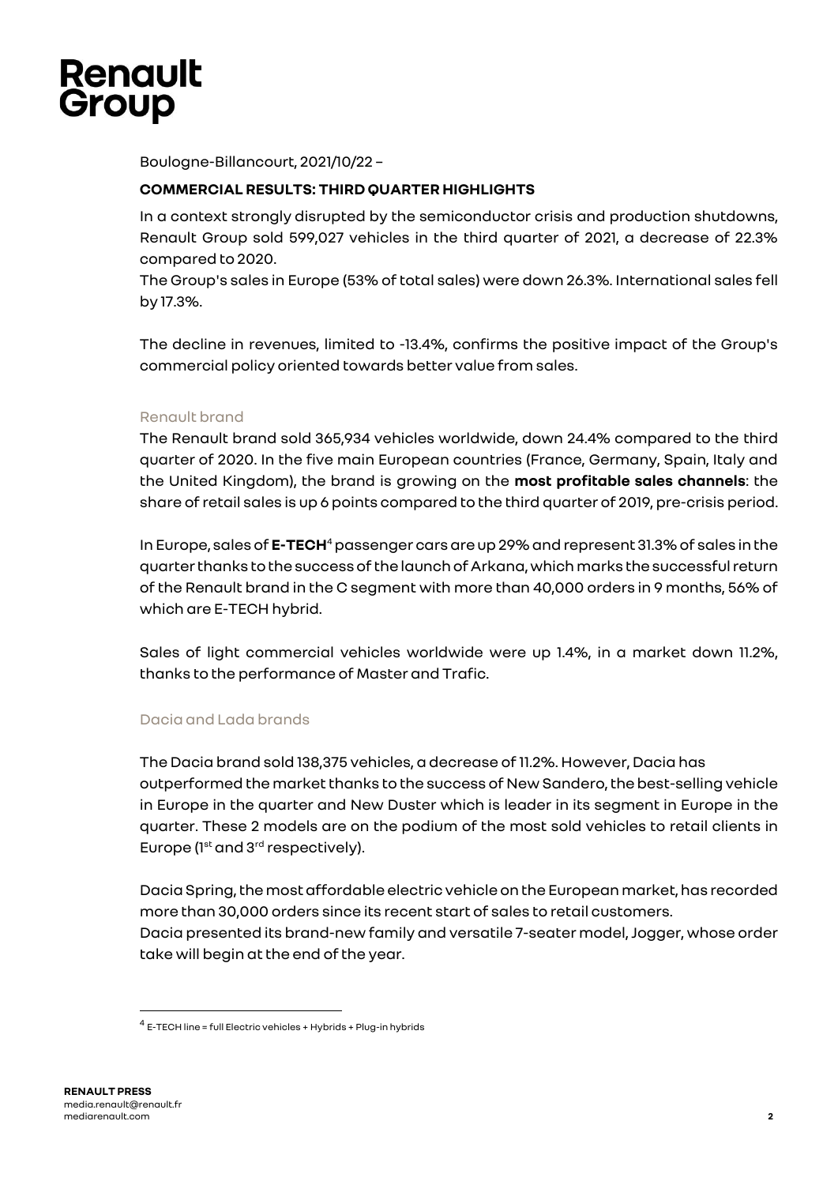# Renault Group

Boulogne-Billancourt, 2021/10/22 –

**COMMERCIAL RESULTS: THIRD QUARTER HIGHLIGHTS**

In a context strongly disrupted by the semiconductor crisis and production shutdowns, Renault Group sold 599,027 vehicles in the third quarter of 2021, a decrease of 22.3% compared to 2020.

The Group's sales in Europe (53% of total sales) were down 26.3%. International sales fell by 17.3%.

The decline in revenues, limited to -13.4%, confirms the positive impact of the Group's commercial policy oriented towards better value from sales.

## Renault brand

The Renault brand sold 365,934 vehicles worldwide, down 24.4% compared to the third quarter of 2020. In the five main European countries (France, Germany, Spain, Italy and the United Kingdom), the brand is growing on the **most profitable sales channels**: the share of retail sales is up 6 points compared to the third quarter of 2019, pre-crisis period.

In Europe, sales of **E-TECH**[4] passenger cars are up 29% and represent 31.3% of sales in the quarter thanks to the success of the launch of Arkana, which marks the successful return of the Renault brand in the C segment with more than 40,000 orders in 9 months, 56% of which are E-TECH hybrid.

Sales of light commercial vehicles worldwide were up 1.4%, in a market down 11.2%, thanks to the performance of Master and Trafic.

## Dacia and Lada brands

The Dacia brand sold 138,375 vehicles, a decrease of 11.2%. However, Dacia has outperformed the market thanks to the success of New Sandero, the best-selling vehicle in Europe in the quarter and New Duster which is leader in its segment in Europe in the quarter. These 2 models are on the podium of the most sold vehicles to retail clients in Europe (1st and 3rd respectively).

Dacia Spring, the most affordable electric vehicle on the European market, has recorded more than 30,000 orders since its recent start of sales to retail customers.
Dacia presented its brand-new family and versatile 7-seater model, Jogger, whose order take will begin at the end of the year.

[4] E-TECH line = full Electric vehicles + Hybrids + Plug-in hybrids

**RENAULT PRESS**
media.renault@renault.fr
mediarenault.com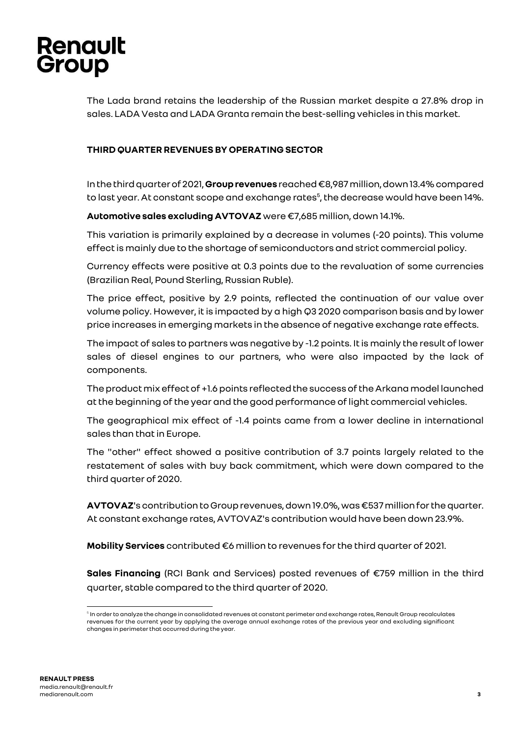The Lada brand retains the leadership of the Russian market despite a 27.8% drop in sales. LADA Vesta and LADA Granta remain the best-selling vehicles in this market.

## THIRD QUARTER REVENUES BY OPERATING SECTOR

In the third quarter of 2021, **Group revenues** reached €8,987 million, down 13.4% compared to last year. At constant scope and exchange rates[5], the decrease would have been 14%.

**Automotive sales excluding AVTOVAZ** were €7,685 million, down 14.1%.

This variation is primarily explained by a decrease in volumes (-20 points). This volume effect is mainly due to the shortage of semiconductors and strict commercial policy.

Currency effects were positive at 0.3 points due to the revaluation of some currencies (Brazilian Real, Pound Sterling, Russian Ruble).

The price effect, positive by 2.9 points, reflected the continuation of our value over volume policy. However, it is impacted by a high Q3 2020 comparison basis and by lower price increases in emerging markets in the absence of negative exchange rate effects.

The impact of sales to partners was negative by -1.2 points. It is mainly the result of lower sales of diesel engines to our partners, who were also impacted by the lack of components.

The product mix effect of +1.6 points reflected the success of the Arkana model launched at the beginning of the year and the good performance of light commercial vehicles.

The geographical mix effect of -1.4 points came from a lower decline in international sales than that in Europe.

The "other" effect showed a positive contribution of 3.7 points largely related to the restatement of sales with buy back commitment, which were down compared to the third quarter of 2020.

**AVTOVAZ**'s contribution to Group revenues, down 19.0%, was €537 million for the quarter. At constant exchange rates, AVTOVAZ's contribution would have been down 23.9%.

**Mobility Services** contributed €6 million to revenues for the third quarter of 2021.

**Sales Financing** (RCI Bank and Services) posted revenues of €759 million in the third quarter, stable compared to the third quarter of 2020.

[5] In order to analyze the change in consolidated revenues at constant perimeter and exchange rates, Renault Group recalculates revenues for the current year by applying the average annual exchange rates of the previous year and excluding significant changes in perimeter that occurred during the year.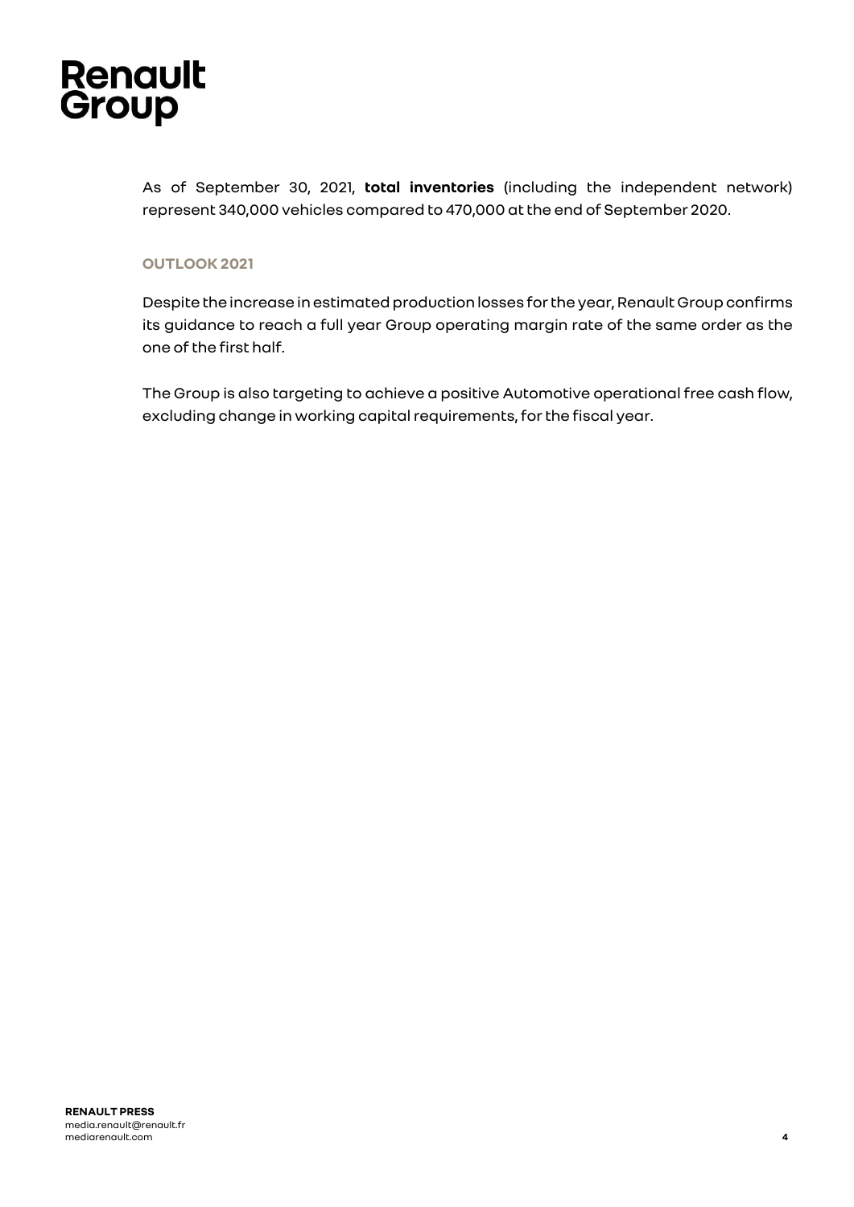As of September 30, 2021, **total inventories** (including the independent network) represent 340,000 vehicles compared to 470,000 at the end of September 2020.

## OUTLOOK 2021

Despite the increase in estimated production losses for the year, Renault Group confirms its guidance to reach a full year Group operating margin rate of the same order as the one of the first half.

The Group is also targeting to achieve a positive Automotive operational free cash flow, excluding change in working capital requirements, for the fiscal year.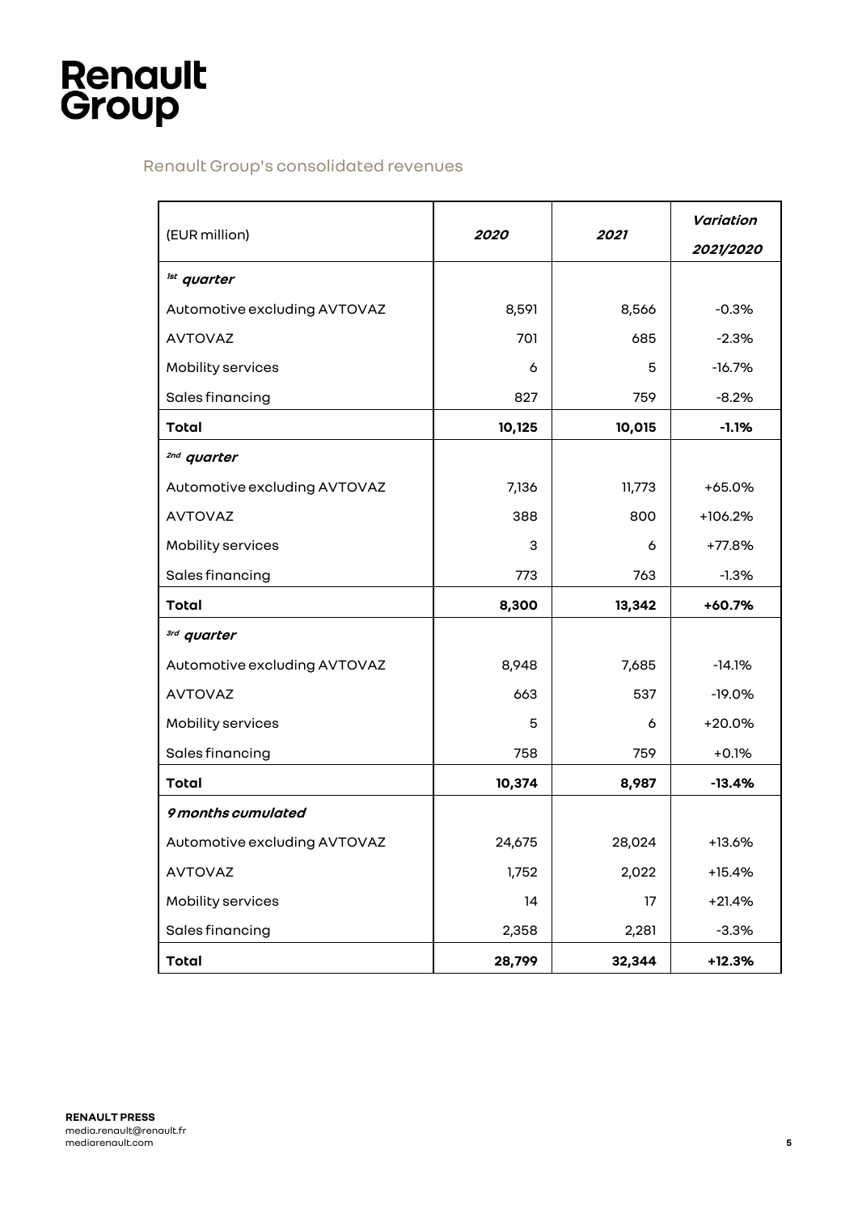# Renault Group

## Renault Group's consolidated revenues

| (EUR million) | *2020* | *2021* | *Variation 2021/2020* |
|---|---|---|---|
| ***1st quarter*** | | | |
| Automotive excluding AVTOVAZ | 8,591 | 8,566 | -0.3% |
| AVTOVAZ | 701 | 685 | -2.3% |
| Mobility services | 6 | 5 | -16.7% |
| Sales financing | 827 | 759 | -8.2% |
| **Total** | **10,125** | **10,015** | **-1.1%** |
| ***2nd quarter*** | | | |
| Automotive excluding AVTOVAZ | 7,136 | 11,773 | +65.0% |
| AVTOVAZ | 388 | 800 | +106.2% |
| Mobility services | 3 | 6 | +77.8% |
| Sales financing | 773 | 763 | -1.3% |
| **Total** | **8,300** | **13,342** | **+60.7%** |
| ***3rd quarter*** | | | |
| Automotive excluding AVTOVAZ | 8,948 | 7,685 | -14.1% |
| AVTOVAZ | 663 | 537 | -19.0% |
| Mobility services | 5 | 6 | +20.0% |
| Sales financing | 758 | 759 | +0.1% |
| **Total** | **10,374** | **8,987** | **-13.4%** |
| ***9 months cumulated*** | | | |
| Automotive excluding AVTOVAZ | 24,675 | 28,024 | +13.6% |
| AVTOVAZ | 1,752 | 2,022 | +15.4% |
| Mobility services | 14 | 17 | +21.4% |
| Sales financing | 2,358 | 2,281 | -3.3% |
| **Total** | **28,799** | **32,344** | **+12.3%** |

**RENAULT PRESS**
media.renault@renault.fr
mediarenault.com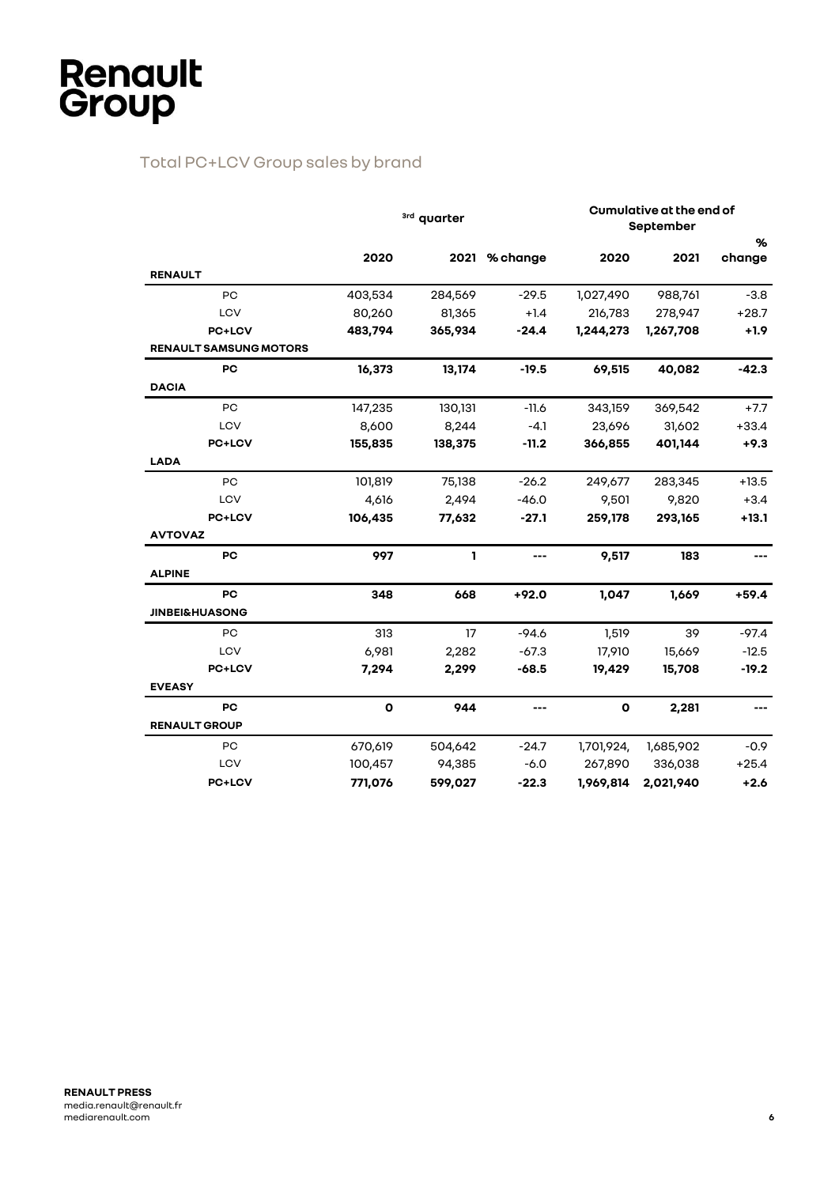# Renault Group

## Total PC+LCV Group sales by brand

| | 3rd quarter | | | Cumulative at the end of September | | |
|---|---|---|---|---|---|---|
| | **2020** | **2021** | **% change** | **2020** | **2021** | **% change** |
| **RENAULT** | | | | | | |
| PC | 403,534 | 284,569 | -29.5 | 1,027,490 | 988,761 | -3.8 |
| LCV | 80,260 | 81,365 | +1.4 | 216,783 | 278,947 | +28.7 |
| **PC+LCV** | **483,794** | **365,934** | **-24.4** | **1,244,273** | **1,267,708** | **+1.9** |
| **RENAULT SAMSUNG MOTORS** | | | | | | |
| **PC** | **16,373** | **13,174** | **-19.5** | **69,515** | **40,082** | **-42.3** |
| **DACIA** | | | | | | |
| PC | 147,235 | 130,131 | -11.6 | 343,159 | 369,542 | +7.7 |
| LCV | 8,600 | 8,244 | -4.1 | 23,696 | 31,602 | +33.4 |
| **PC+LCV** | **155,835** | **138,375** | **-11.2** | **366,855** | **401,144** | **+9.3** |
| **LADA** | | | | | | |
| PC | 101,819 | 75,138 | -26.2 | 249,677 | 283,345 | +13.5 |
| LCV | 4,616 | 2,494 | -46.0 | 9,501 | 9,820 | +3.4 |
| **PC+LCV** | **106,435** | **77,632** | **-27.1** | **259,178** | **293,165** | **+13.1** |
| **AVTOVAZ** | | | | | | |
| **PC** | **997** | **1** | **---** | **9,517** | **183** | **---** |
| **ALPINE** | | | | | | |
| **PC** | **348** | **668** | **+92.0** | **1,047** | **1,669** | **+59.4** |
| **JINBEI&HUASONG** | | | | | | |
| PC | 313 | 17 | -94.6 | 1,519 | 39 | -97.4 |
| LCV | 6,981 | 2,282 | -67.3 | 17,910 | 15,669 | -12.5 |
| **PC+LCV** | **7,294** | **2,299** | **-68.5** | **19,429** | **15,708** | **-19.2** |
| **EVEASY** | | | | | | |
| **PC** | **0** | **944** | **---** | **0** | **2,281** | **---** |
| **RENAULT GROUP** | | | | | | |
| PC | 670,619 | 504,642 | -24.7 | 1,701,924, | 1,685,902 | -0.9 |
| LCV | 100,457 | 94,385 | -6.0 | 267,890 | 336,038 | +25.4 |
| **PC+LCV** | **771,076** | **599,027** | **-22.3** | **1,969,814** | **2,021,940** | **+2.6** |

**RENAULT PRESS**
media.renault@renault.fr
mediarenault.com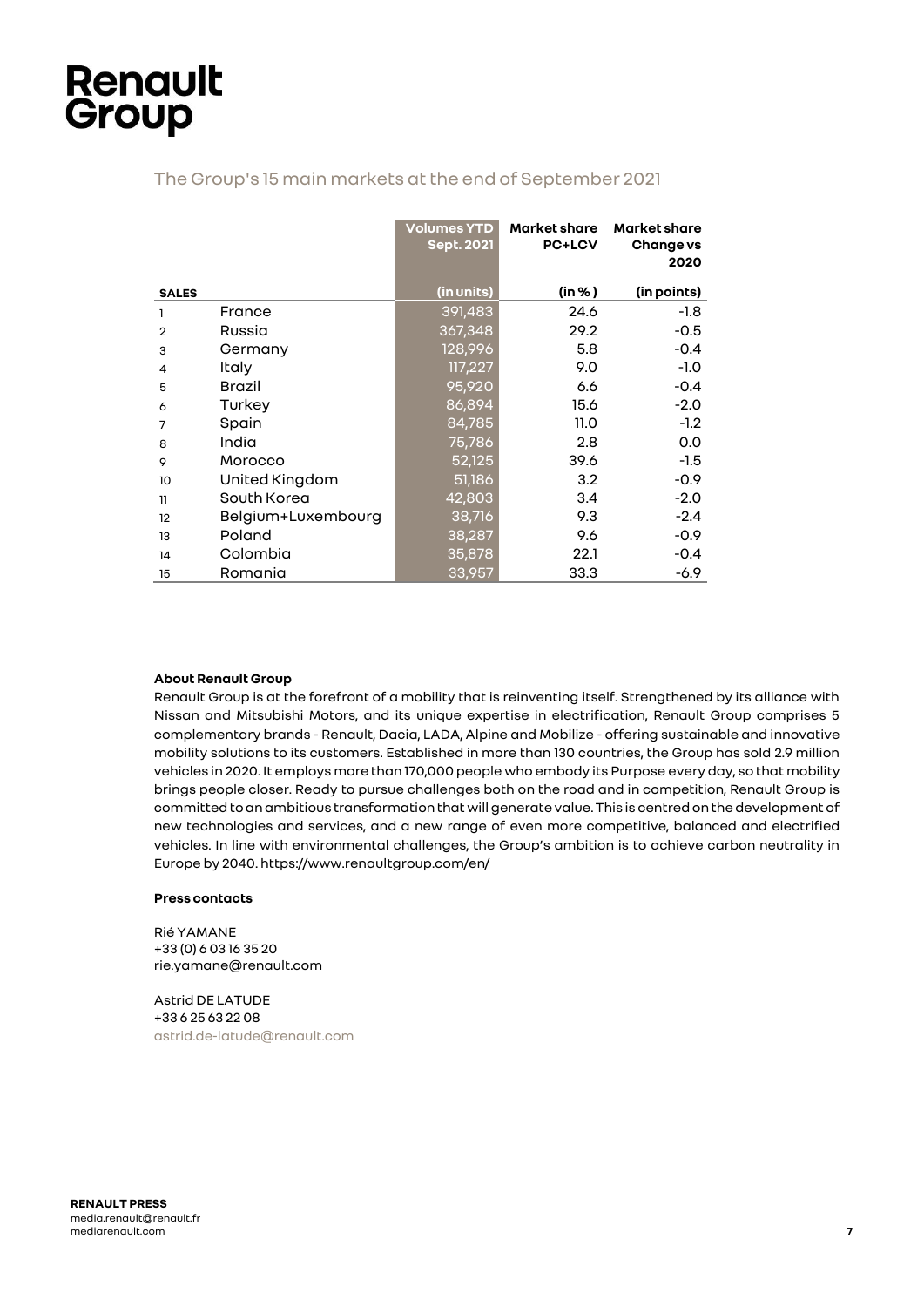# Renault Group

## The Group's 15 main markets at the end of September 2021

| SALES | | Volumes YTD Sept. 2021 (in units) | Market share PC+LCV (in %) | Market share Change vs 2020 (in points) |
|---|---|---|---|---|
| 1 | France | 391,483 | 24.6 | -1.8 |
| 2 | Russia | 367,348 | 29.2 | -0.5 |
| 3 | Germany | 128,996 | 5.8 | -0.4 |
| 4 | Italy | 117,227 | 9.0 | -1.0 |
| 5 | Brazil | 95,920 | 6.6 | -0.4 |
| 6 | Turkey | 86,894 | 15.6 | -2.0 |
| 7 | Spain | 84,785 | 11.0 | -1.2 |
| 8 | India | 75,786 | 2.8 | 0.0 |
| 9 | Morocco | 52,125 | 39.6 | -1.5 |
| 10 | United Kingdom | 51,186 | 3.2 | -0.9 |
| 11 | South Korea | 42,803 | 3.4 | -2.0 |
| 12 | Belgium+Luxembourg | 38,716 | 9.3 | -2.4 |
| 13 | Poland | 38,287 | 9.6 | -0.9 |
| 14 | Colombia | 35,878 | 22.1 | -0.4 |
| 15 | Romania | 33,957 | 33.3 | -6.9 |

**About Renault Group**

Renault Group is at the forefront of a mobility that is reinventing itself. Strengthened by its alliance with Nissan and Mitsubishi Motors, and its unique expertise in electrification, Renault Group comprises 5 complementary brands - Renault, Dacia, LADA, Alpine and Mobilize - offering sustainable and innovative mobility solutions to its customers. Established in more than 130 countries, the Group has sold 2.9 million vehicles in 2020. It employs more than 170,000 people who embody its Purpose every day, so that mobility brings people closer. Ready to pursue challenges both on the road and in competition, Renault Group is committed to an ambitious transformation that will generate value. This is centred on the development of new technologies and services, and a new range of even more competitive, balanced and electrified vehicles. In line with environmental challenges, the Group's ambition is to achieve carbon neutrality in Europe by 2040. https://www.renaultgroup.com/en/

**Press contacts**

Rié YAMANE
+33 (0) 6 03 16 35 20
rie.yamane@renault.com

Astrid DE LATUDE
+33 6 25 63 22 08
astrid.de-latude@renault.com

**RENAULT PRESS**
media.renault@renault.fr
mediarenault.com